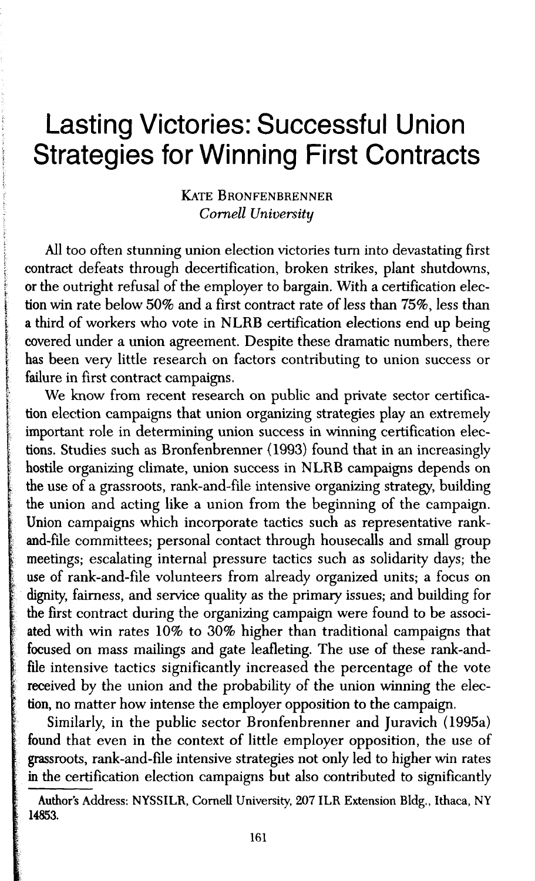# Lasting Victories: Successful Union Strategies for Winning First Contracts

KATE BRONFENBRENNER
*Cornell University*

All too often stunning union election victories turn into devastating first contract defeats through decertification, broken strikes, plant shutdowns, or the outright refusal of the employer to bargain. With a certification election win rate below 50% and a first contract rate of less than 75%, less than a third of workers who vote in NLRB certification elections end up being covered under a union agreement. Despite these dramatic numbers, there has been very little research on factors contributing to union success or failure in first contract campaigns.

We know from recent research on public and private sector certification election campaigns that union organizing strategies play an extremely important role in determining union success in winning certification elections. Studies such as Bronfenbrenner (1993) found that in an increasingly hostile organizing climate, union success in NLRB campaigns depends on the use of a grassroots, rank-and-file intensive organizing strategy, building the union and acting like a union from the beginning of the campaign. Union campaigns which incorporate tactics such as representative rank-and-file committees; personal contact through housecalls and small group meetings; escalating internal pressure tactics such as solidarity days; the use of rank-and-file volunteers from already organized units; a focus on dignity, fairness, and service quality as the primary issues; and building for the first contract during the organizing campaign were found to be associated with win rates 10% to 30% higher than traditional campaigns that focused on mass mailings and gate leafleting. The use of these rank-and-file intensive tactics significantly increased the percentage of the vote received by the union and the probability of the union winning the election, no matter how intense the employer opposition to the campaign.

Similarly, in the public sector Bronfenbrenner and Juravich (1995a) found that even in the context of little employer opposition, the use of grassroots, rank-and-file intensive strategies not only led to higher win rates in the certification election campaigns but also contributed to significantly

Author's Address: NYSSILR, Cornell University, 207 ILR Extension Bldg., Ithaca, NY 14853.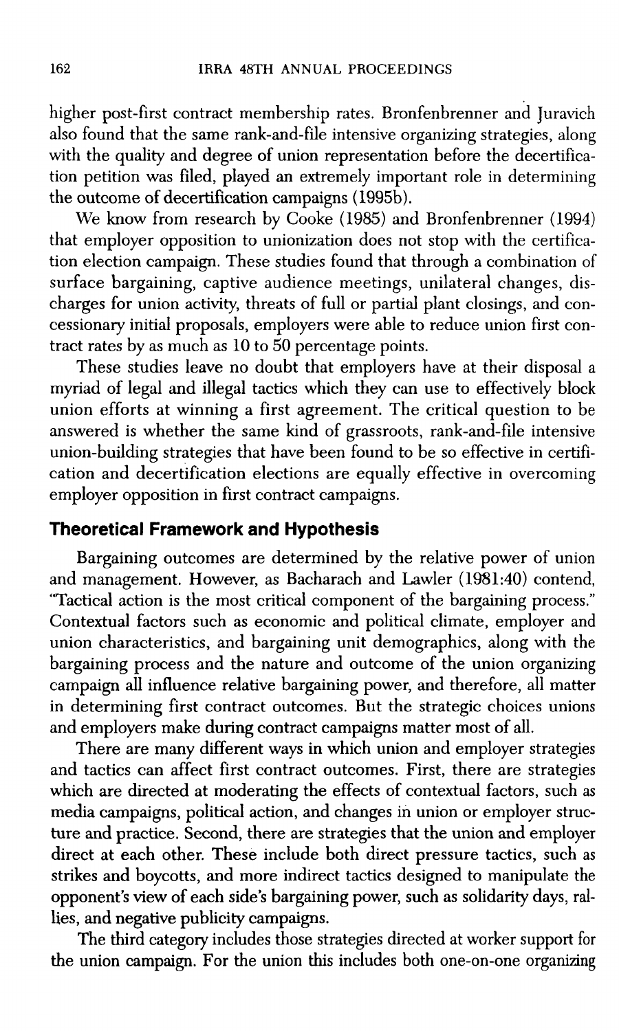higher post-first contract membership rates. Bronfenbrenner and Juravich also found that the same rank-and-file intensive organizing strategies, along with the quality and degree of union representation before the decertification petition was filed, played an extremely important role in determining the outcome of decertification campaigns (1995b).

We know from research by Cooke (1985) and Bronfenbrenner (1994) that employer opposition to unionization does not stop with the certification election campaign. These studies found that through a combination of surface bargaining, captive audience meetings, unilateral changes, discharges for union activity, threats of full or partial plant closings, and concessionary initial proposals, employers were able to reduce union first contract rates by as much as 10 to 50 percentage points.

These studies leave no doubt that employers have at their disposal a myriad of legal and illegal tactics which they can use to effectively block union efforts at winning a first agreement. The critical question to be answered is whether the same kind of grassroots, rank-and-file intensive union-building strategies that have been found to be so effective in certification and decertification elections are equally effective in overcoming employer opposition in first contract campaigns.

## Theoretical Framework and Hypothesis

Bargaining outcomes are determined by the relative power of union and management. However, as Bacharach and Lawler (1981:40) contend, "Tactical action is the most critical component of the bargaining process." Contextual factors such as economic and political climate, employer and union characteristics, and bargaining unit demographics, along with the bargaining process and the nature and outcome of the union organizing campaign all influence relative bargaining power, and therefore, all matter in determining first contract outcomes. But the strategic choices unions and employers make during contract campaigns matter most of all.

There are many different ways in which union and employer strategies and tactics can affect first contract outcomes. First, there are strategies which are directed at moderating the effects of contextual factors, such as media campaigns, political action, and changes in union or employer structure and practice. Second, there are strategies that the union and employer direct at each other. These include both direct pressure tactics, such as strikes and boycotts, and more indirect tactics designed to manipulate the opponent's view of each side's bargaining power, such as solidarity days, rallies, and negative publicity campaigns.

The third category includes those strategies directed at worker support for the union campaign. For the union this includes both one-on-one organizing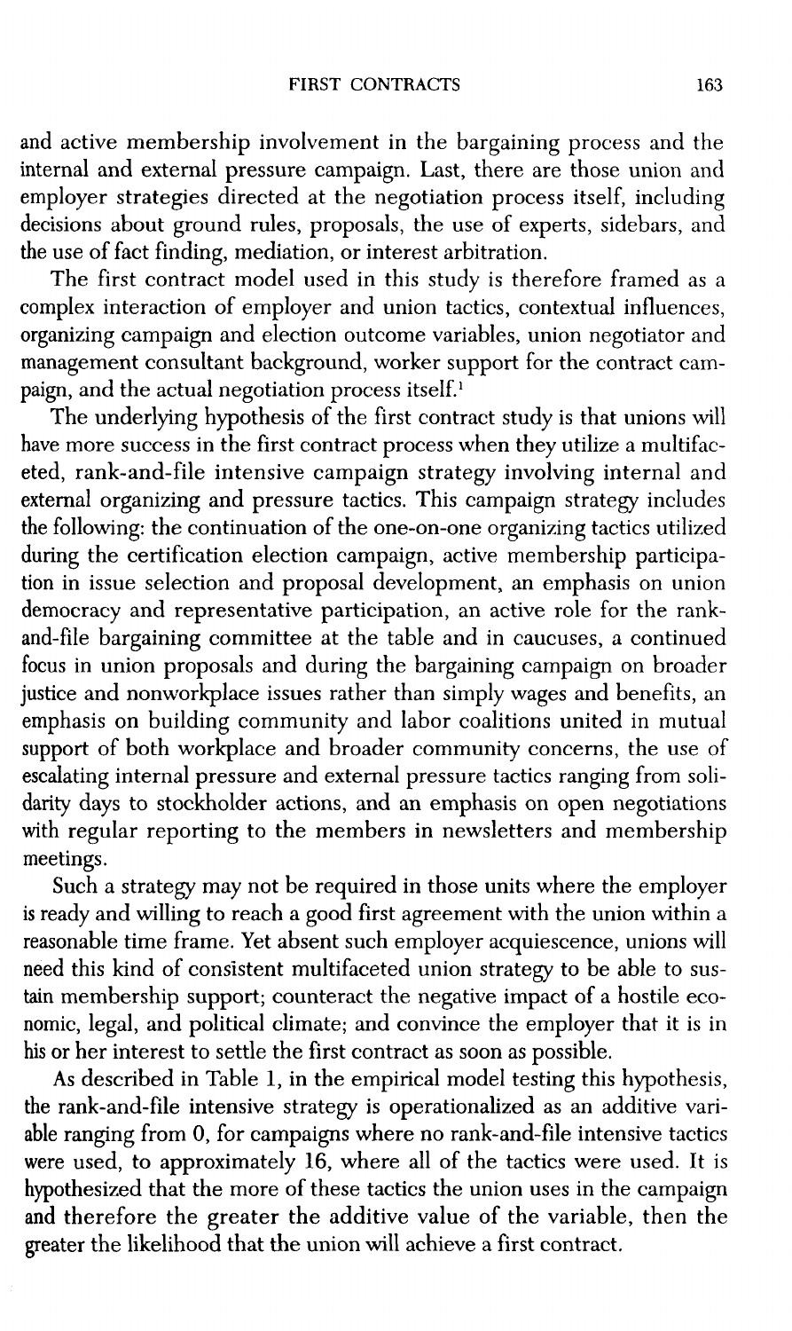and active membership involvement in the bargaining process and the internal and external pressure campaign. Last, there are those union and employer strategies directed at the negotiation process itself, including decisions about ground rules, proposals, the use of experts, sidebars, and the use of fact finding, mediation, or interest arbitration.

The first contract model used in this study is therefore framed as a complex interaction of employer and union tactics, contextual influences, organizing campaign and election outcome variables, union negotiator and management consultant background, worker support for the contract campaign, and the actual negotiation process itself.[1]

The underlying hypothesis of the first contract study is that unions will have more success in the first contract process when they utilize a multifaceted, rank-and-file intensive campaign strategy involving internal and external organizing and pressure tactics. This campaign strategy includes the following: the continuation of the one-on-one organizing tactics utilized during the certification election campaign, active membership participation in issue selection and proposal development, an emphasis on union democracy and representative participation, an active role for the rank-and-file bargaining committee at the table and in caucuses, a continued focus in union proposals and during the bargaining campaign on broader justice and nonworkplace issues rather than simply wages and benefits, an emphasis on building community and labor coalitions united in mutual support of both workplace and broader community concerns, the use of escalating internal pressure and external pressure tactics ranging from solidarity days to stockholder actions, and an emphasis on open negotiations with regular reporting to the members in newsletters and membership meetings.

Such a strategy may not be required in those units where the employer is ready and willing to reach a good first agreement with the union within a reasonable time frame. Yet absent such employer acquiescence, unions will need this kind of consistent multifaceted union strategy to be able to sustain membership support; counteract the negative impact of a hostile economic, legal, and political climate; and convince the employer that it is in his or her interest to settle the first contract as soon as possible.

As described in Table 1, in the empirical model testing this hypothesis, the rank-and-file intensive strategy is operationalized as an additive variable ranging from 0, for campaigns where no rank-and-file intensive tactics were used, to approximately 16, where all of the tactics were used. It is hypothesized that the more of these tactics the union uses in the campaign and therefore the greater the additive value of the variable, then the greater the likelihood that the union will achieve a first contract.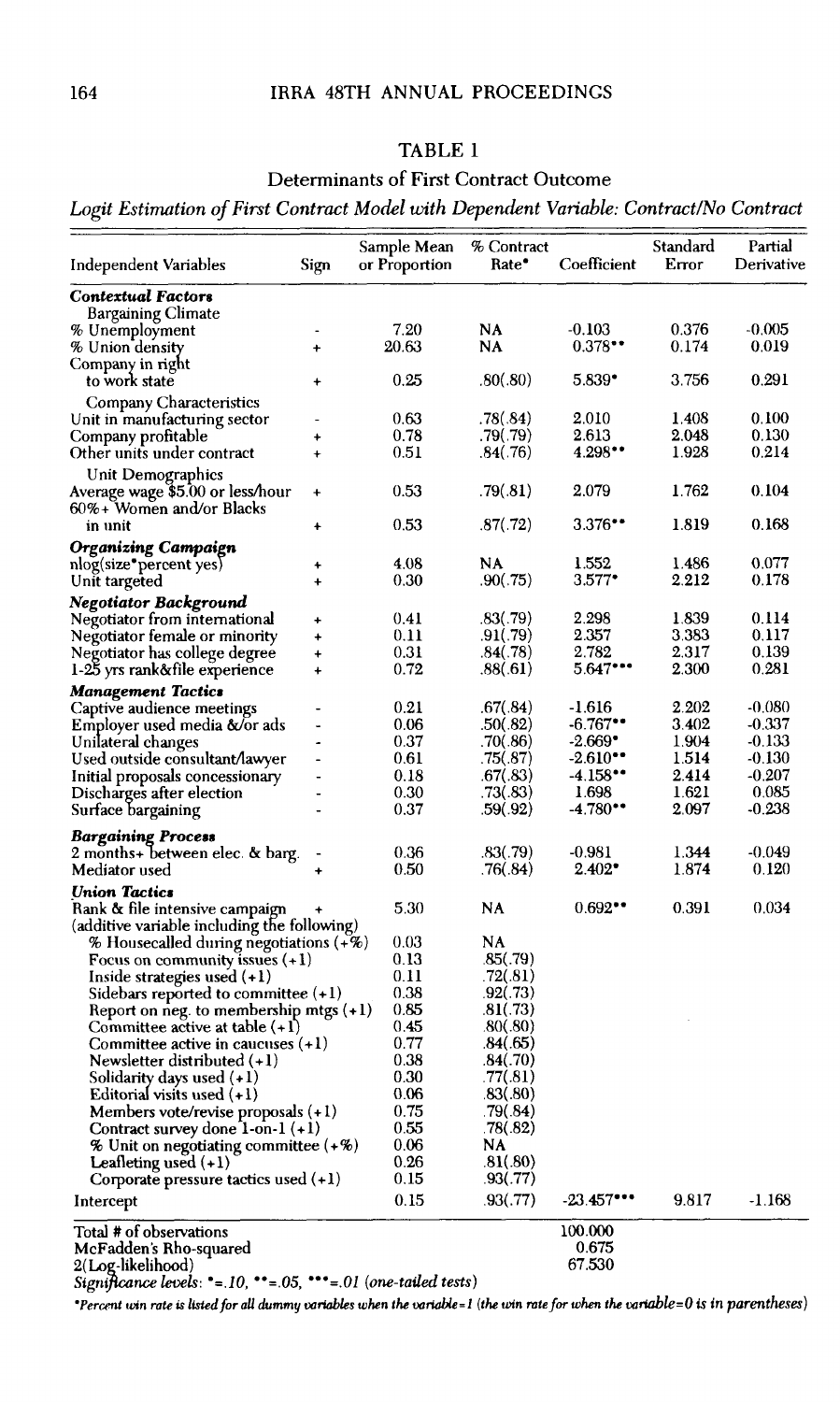## TABLE 1

### Determinants of First Contract Outcome

*Logit Estimation of First Contract Model with Dependent Variable: Contract/No Contract*

| Independent Variables | Sign | Sample Mean or Proportion | % Contract Rate* | Coefficient | Standard Error | Partial Derivative |
|---|---|---|---|---|---|---|
| ***Contextual Factors*** | | | | | | |
| Bargaining Climate | | | | | | |
| % Unemployment | - | 7.20 | NA | -0.103 | 0.376 | -0.005 |
| % Union density | + | 20.63 | NA | 0.378** | 0.174 | 0.019 |
| Company in right to work state | + | 0.25 | .80(.80) | 5.839* | 3.756 | 0.291 |
| Company Characteristics | | | | | | |
| Unit in manufacturing sector | - | 0.63 | .78(.84) | 2.010 | 1.408 | 0.100 |
| Company profitable | + | 0.78 | .79(.79) | 2.613 | 2.048 | 0.130 |
| Other units under contract | + | 0.51 | .84(.76) | 4.298** | 1.928 | 0.214 |
| Unit Demographics | | | | | | |
| Average wage $5.00 or less/hour | + | 0.53 | .79(.81) | 2.079 | 1.762 | 0.104 |
| 60%+ Women and/or Blacks in unit | + | 0.53 | .87(.72) | 3.376** | 1.819 | 0.168 |
| ***Organizing Campaign*** | | | | | | |
| nlog(size*percent yes) | + | 4.08 | NA | 1.552 | 1.486 | 0.077 |
| Unit targeted | + | 0.30 | .90(.75) | 3.577* | 2.212 | 0.178 |
| ***Negotiator Background*** | | | | | | |
| Negotiator from international | + | 0.41 | .83(.79) | 2.298 | 1.839 | 0.114 |
| Negotiator female or minority | + | 0.11 | .91(.79) | 2.357 | 3.383 | 0.117 |
| Negotiator has college degree | + | 0.31 | .84(.78) | 2.782 | 2.317 | 0.139 |
| 1-25 yrs rank&file experience | + | 0.72 | .88(.61) | 5.647*** | 2.300 | 0.281 |
| ***Management Tactics*** | | | | | | |
| Captive audience meetings | - | 0.21 | .67(.84) | -1.616 | 2.202 | -0.080 |
| Employer used media &/or ads | - | 0.06 | .50(.82) | -6.767** | 3.402 | -0.337 |
| Unilateral changes | - | 0.37 | .70(.86) | -2.669* | 1.904 | -0.133 |
| Used outside consultant/lawyer | - | 0.61 | .75(.87) | -2.610** | 1.514 | -0.130 |
| Initial proposals concessionary | - | 0.18 | .67(.83) | -4.158** | 2.414 | -0.207 |
| Discharges after election | - | 0.30 | .73(.83) | 1.698 | 1.621 | 0.085 |
| Surface bargaining | - | 0.37 | .59(.92) | -4.780** | 2.097 | -0.238 |
| ***Bargaining Process*** | | | | | | |
| 2 months+ between elec. & barg. | - | 0.36 | .83(.79) | -0.981 | 1.344 | -0.049 |
| Mediator used | + | 0.50 | .76(.84) | 2.402* | 1.874 | 0.120 |
| ***Union Tactics*** | | | | | | |
| Rank & file intensive campaign (additive variable including the following) | + | 5.30 | NA | 0.692** | 0.391 | 0.034 |
| % Housecalled during negotiations (+%) | | 0.03 | NA | | | |
| Focus on community issues (+1) | | 0.13 | .85(.79) | | | |
| Inside strategies used (+1) | | 0.11 | .72(.81) | | | |
| Sidebars reported to committee (+1) | | 0.38 | .92(.73) | | | |
| Report on neg. to membership mtgs (+1) | | 0.85 | .81(.73) | | | |
| Committee active at table (+1) | | 0.45 | .80(.80) | | | |
| Committee active in caucuses (+1) | | 0.77 | .84(.65) | | | |
| Newsletter distributed (+1) | | 0.38 | .84(.70) | | | |
| Solidarity days used (+1) | | 0.30 | .77(.81) | | | |
| Editorial visits used (+1) | | 0.06 | .83(.80) | | | |
| Members vote/revise proposals (+1) | | 0.75 | .79(.84) | | | |
| Contract survey done 1-on-1 (+1) | | 0.55 | .78(.82) | | | |
| % Unit on negotiating committee (+%) | | 0.06 | NA | | | |
| Leafleting used (+1) | | 0.26 | .81(.80) | | | |
| Corporate pressure tactics used (+1) | | 0.15 | .93(.77) | | | |
| Intercept | | 0.15 | .93(.77) | -23.457*** | 9.817 | -1.168 |
| Total # of observations | | | | 100.000 | | |
| McFadden's Rho-squared | | | | 0.675 | | |
| 2(Log-likelihood) | | | | 67.530 | | |

*Significance levels:* *=.10, **=.05, ***=.01 *(one-tailed tests)*

**Percent win rate is listed for all dummy variables when the variable=1 (the win rate for when the variable=0 is in parentheses)*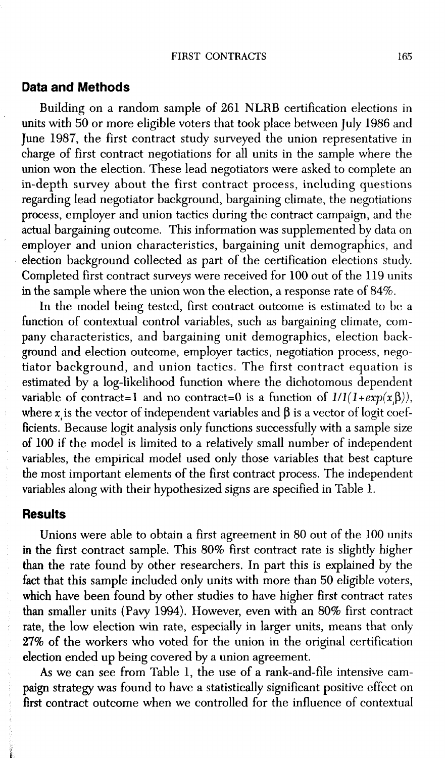## Data and Methods

Building on a random sample of 261 NLRB certification elections in units with 50 or more eligible voters that took place between July 1986 and June 1987, the first contract study surveyed the union representative in charge of first contract negotiations for all units in the sample where the union won the election. These lead negotiators were asked to complete an in-depth survey about the first contract process, including questions regarding lead negotiator background, bargaining climate, the negotiations process, employer and union tactics during the contract campaign, and the actual bargaining outcome. This information was supplemented by data on employer and union characteristics, bargaining unit demographics, and election background collected as part of the certification elections study. Completed first contract surveys were received for 100 out of the 119 units in the sample where the union won the election, a response rate of 84%.

In the model being tested, first contract outcome is estimated to be a function of contextual control variables, such as bargaining climate, company characteristics, and bargaining unit demographics, election background and election outcome, employer tactics, negotiation process, negotiator background, and union tactics. The first contract equation is estimated by a log-likelihood function where the dichotomous dependent variable of contract=1 and no contract=0 is a function of $1/1(1+exp(x_i\beta))$, where $x_i$ is the vector of independent variables and $\beta$ is a vector of logit coefficients. Because logit analysis only functions successfully with a sample size of 100 if the model is limited to a relatively small number of independent variables, the empirical model used only those variables that best capture the most important elements of the first contract process. The independent variables along with their hypothesized signs are specified in Table 1.

## Results

Unions were able to obtain a first agreement in 80 out of the 100 units in the first contract sample. This 80% first contract rate is slightly higher than the rate found by other researchers. In part this is explained by the fact that this sample included only units with more than 50 eligible voters, which have been found by other studies to have higher first contract rates than smaller units (Pavy 1994). However, even with an 80% first contract rate, the low election win rate, especially in larger units, means that only 27% of the workers who voted for the union in the original certification election ended up being covered by a union agreement.

As we can see from Table 1, the use of a rank-and-file intensive campaign strategy was found to have a statistically significant positive effect on first contract outcome when we controlled for the influence of contextual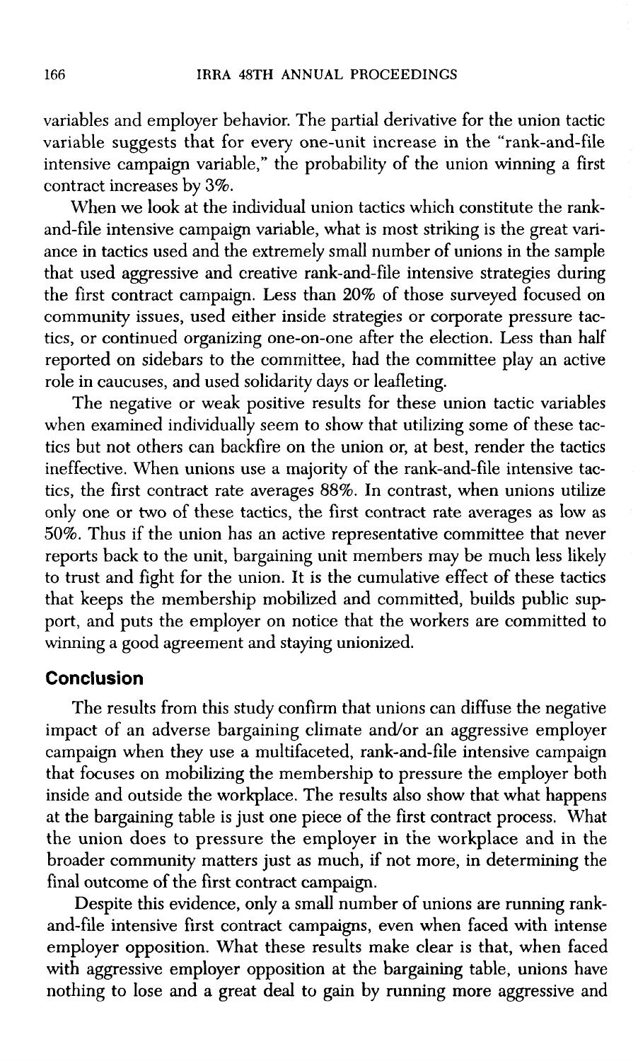variables and employer behavior. The partial derivative for the union tactic variable suggests that for every one-unit increase in the "rank-and-file intensive campaign variable," the probability of the union winning a first contract increases by 3%.

When we look at the individual union tactics which constitute the rank-and-file intensive campaign variable, what is most striking is the great variance in tactics used and the extremely small number of unions in the sample that used aggressive and creative rank-and-file intensive strategies during the first contract campaign. Less than 20% of those surveyed focused on community issues, used either inside strategies or corporate pressure tactics, or continued organizing one-on-one after the election. Less than half reported on sidebars to the committee, had the committee play an active role in caucuses, and used solidarity days or leafleting.

The negative or weak positive results for these union tactic variables when examined individually seem to show that utilizing some of these tactics but not others can backfire on the union or, at best, render the tactics ineffective. When unions use a majority of the rank-and-file intensive tactics, the first contract rate averages 88%. In contrast, when unions utilize only one or two of these tactics, the first contract rate averages as low as 50%. Thus if the union has an active representative committee that never reports back to the unit, bargaining unit members may be much less likely to trust and fight for the union. It is the cumulative effect of these tactics that keeps the membership mobilized and committed, builds public support, and puts the employer on notice that the workers are committed to winning a good agreement and staying unionized.

## Conclusion

The results from this study confirm that unions can diffuse the negative impact of an adverse bargaining climate and/or an aggressive employer campaign when they use a multifaceted, rank-and-file intensive campaign that focuses on mobilizing the membership to pressure the employer both inside and outside the workplace. The results also show that what happens at the bargaining table is just one piece of the first contract process. What the union does to pressure the employer in the workplace and in the broader community matters just as much, if not more, in determining the final outcome of the first contract campaign.

Despite this evidence, only a small number of unions are running rank-and-file intensive first contract campaigns, even when faced with intense employer opposition. What these results make clear is that, when faced with aggressive employer opposition at the bargaining table, unions have nothing to lose and a great deal to gain by running more aggressive and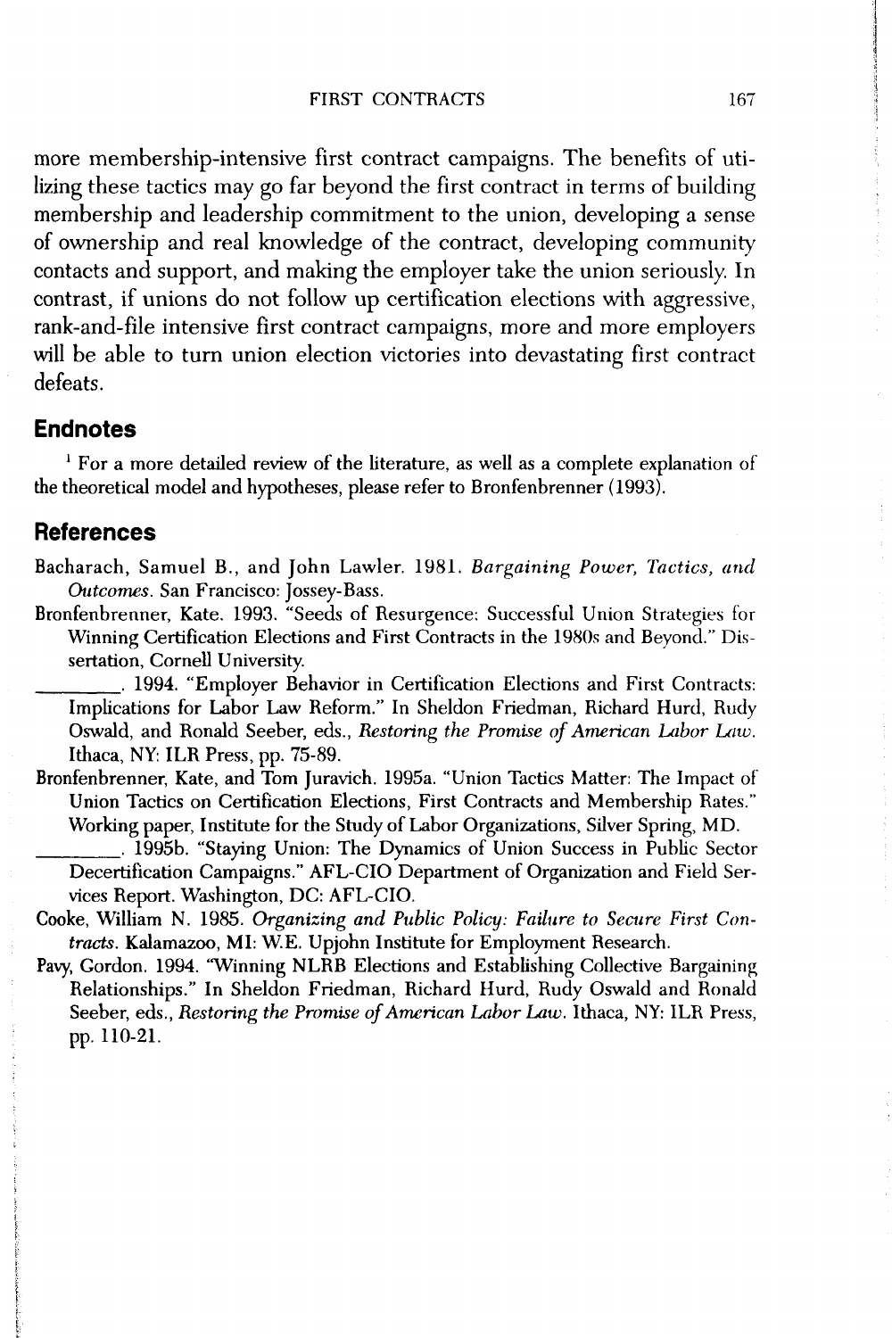more membership-intensive first contract campaigns. The benefits of utilizing these tactics may go far beyond the first contract in terms of building membership and leadership commitment to the union, developing a sense of ownership and real knowledge of the contract, developing community contacts and support, and making the employer take the union seriously. In contrast, if unions do not follow up certification elections with aggressive, rank-and-file intensive first contract campaigns, more and more employers will be able to turn union election victories into devastating first contract defeats.

## Endnotes

[1] For a more detailed review of the literature, as well as a complete explanation of the theoretical model and hypotheses, please refer to Bronfenbrenner (1993).

## References

Bacharach, Samuel B., and John Lawler. 1981. *Bargaining Power, Tactics, and Outcomes*. San Francisco: Jossey-Bass.

Bronfenbrenner, Kate. 1993. "Seeds of Resurgence: Successful Union Strategies for Winning Certification Elections and First Contracts in the 1980s and Beyond." Dissertation, Cornell University.

________. 1994. "Employer Behavior in Certification Elections and First Contracts: Implications for Labor Law Reform." In Sheldon Friedman, Richard Hurd, Rudy Oswald, and Ronald Seeber, eds., *Restoring the Promise of American Labor Law*. Ithaca, NY: ILR Press, pp. 75-89.

Bronfenbrenner, Kate, and Tom Juravich. 1995a. "Union Tactics Matter: The Impact of Union Tactics on Certification Elections, First Contracts and Membership Rates." Working paper, Institute for the Study of Labor Organizations, Silver Spring, MD.

________. 1995b. "Staying Union: The Dynamics of Union Success in Public Sector Decertification Campaigns." AFL-CIO Department of Organization and Field Services Report. Washington, DC: AFL-CIO.

Cooke, William N. 1985. *Organizing and Public Policy: Failure to Secure First Contracts*. Kalamazoo, MI: W.E. Upjohn Institute for Employment Research.

Pavy, Gordon. 1994. "Winning NLRB Elections and Establishing Collective Bargaining Relationships." In Sheldon Friedman, Richard Hurd, Rudy Oswald and Ronald Seeber, eds., *Restoring the Promise of American Labor Law*. Ithaca, NY: ILR Press, pp. 110-21.